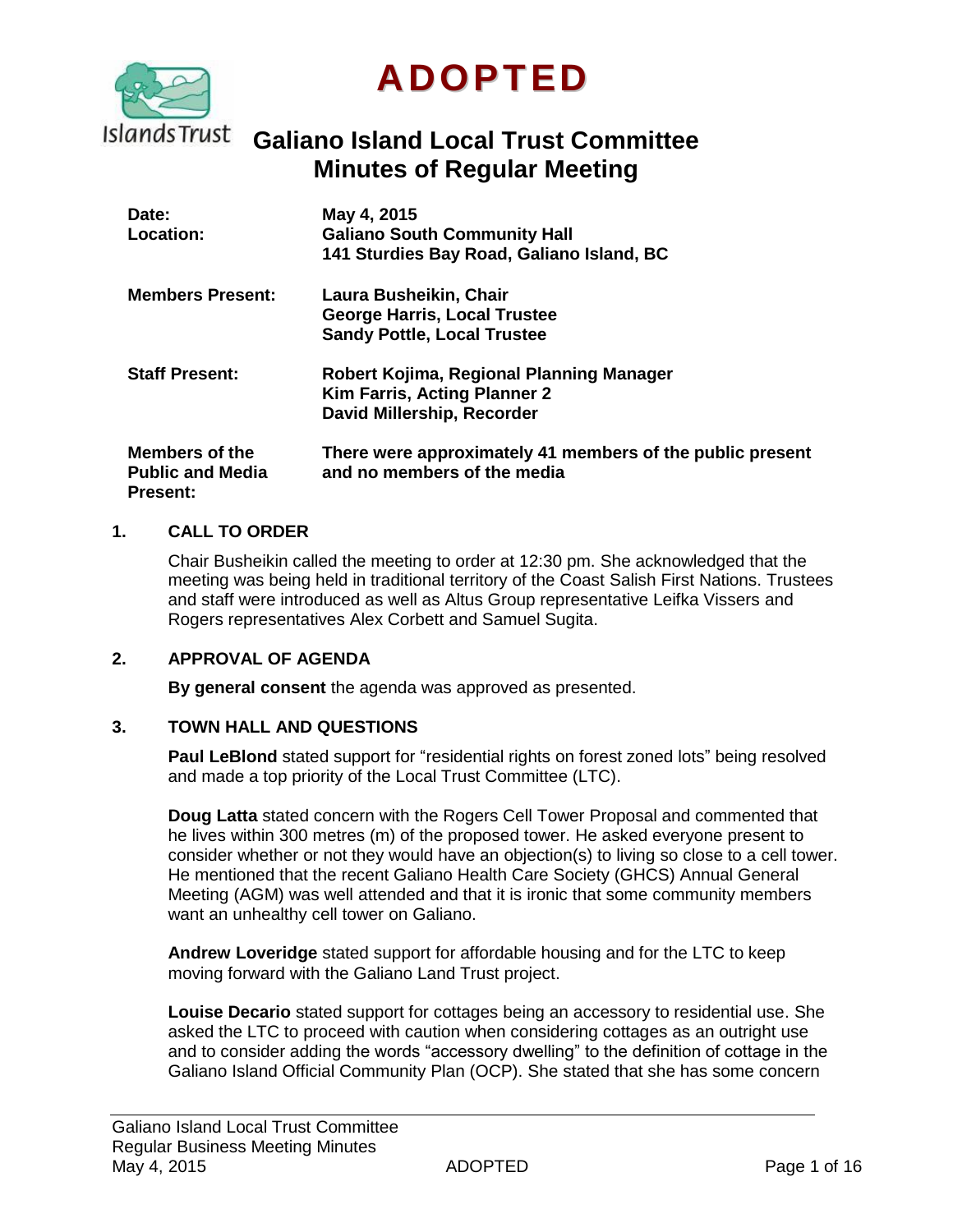# ADOPTED

## Galiano Island Local Trust Committee
## Minutes of Regular Meeting

| | |
|---|---|
| **Date:** | **May 4, 2015** |
| **Location:** | **Galiano South Community Hall**<br>**141 Sturdies Bay Road, Galiano Island, BC** |
| **Members Present:** | **Laura Busheikin, Chair**<br>**George Harris, Local Trustee**<br>**Sandy Pottle, Local Trustee** |
| **Staff Present:** | **Robert Kojima, Regional Planning Manager**<br>**Kim Farris, Acting Planner 2**<br>**David Millership, Recorder** |
| **Members of the Public and Media Present:** | **There were approximately 41 members of the public present and no members of the media** |

### 1. CALL TO ORDER

Chair Busheikin called the meeting to order at 12:30 pm. She acknowledged that the meeting was being held in traditional territory of the Coast Salish First Nations. Trustees and staff were introduced as well as Altus Group representative Leifka Vissers and Rogers representatives Alex Corbett and Samuel Sugita.

### 2. APPROVAL OF AGENDA

**By general consent** the agenda was approved as presented.

### 3. TOWN HALL AND QUESTIONS

**Paul LeBlond** stated support for "residential rights on forest zoned lots" being resolved and made a top priority of the Local Trust Committee (LTC).

**Doug Latta** stated concern with the Rogers Cell Tower Proposal and commented that he lives within 300 metres (m) of the proposed tower. He asked everyone present to consider whether or not they would have an objection(s) to living so close to a cell tower. He mentioned that the recent Galiano Health Care Society (GHCS) Annual General Meeting (AGM) was well attended and that it is ironic that some community members want an unhealthy cell tower on Galiano.

**Andrew Loveridge** stated support for affordable housing and for the LTC to keep moving forward with the Galiano Land Trust project.

**Louise Decario** stated support for cottages being an accessory to residential use. She asked the LTC to proceed with caution when considering cottages as an outright use and to consider adding the words "accessory dwelling" to the definition of cottage in the Galiano Island Official Community Plan (OCP). She stated that she has some concern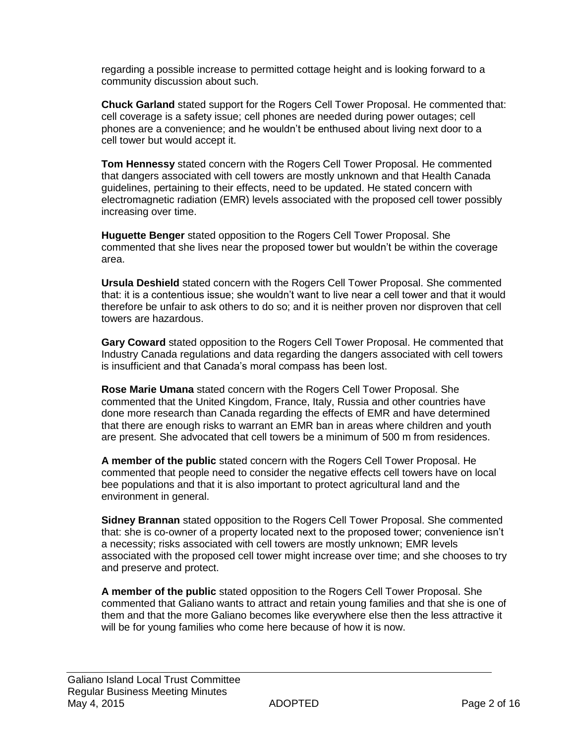regarding a possible increase to permitted cottage height and is looking forward to a community discussion about such.

**Chuck Garland** stated support for the Rogers Cell Tower Proposal. He commented that: cell coverage is a safety issue; cell phones are needed during power outages; cell phones are a convenience; and he wouldn't be enthused about living next door to a cell tower but would accept it.

**Tom Hennessy** stated concern with the Rogers Cell Tower Proposal. He commented that dangers associated with cell towers are mostly unknown and that Health Canada guidelines, pertaining to their effects, need to be updated. He stated concern with electromagnetic radiation (EMR) levels associated with the proposed cell tower possibly increasing over time.

**Huguette Benger** stated opposition to the Rogers Cell Tower Proposal. She commented that she lives near the proposed tower but wouldn't be within the coverage area.

**Ursula Deshield** stated concern with the Rogers Cell Tower Proposal. She commented that: it is a contentious issue; she wouldn't want to live near a cell tower and that it would therefore be unfair to ask others to do so; and it is neither proven nor disproven that cell towers are hazardous.

**Gary Coward** stated opposition to the Rogers Cell Tower Proposal. He commented that Industry Canada regulations and data regarding the dangers associated with cell towers is insufficient and that Canada's moral compass has been lost.

**Rose Marie Umana** stated concern with the Rogers Cell Tower Proposal. She commented that the United Kingdom, France, Italy, Russia and other countries have done more research than Canada regarding the effects of EMR and have determined that there are enough risks to warrant an EMR ban in areas where children and youth are present. She advocated that cell towers be a minimum of 500 m from residences.

**A member of the public** stated concern with the Rogers Cell Tower Proposal. He commented that people need to consider the negative effects cell towers have on local bee populations and that it is also important to protect agricultural land and the environment in general.

**Sidney Brannan** stated opposition to the Rogers Cell Tower Proposal. She commented that: she is co-owner of a property located next to the proposed tower; convenience isn't a necessity; risks associated with cell towers are mostly unknown; EMR levels associated with the proposed cell tower might increase over time; and she chooses to try and preserve and protect.

**A member of the public** stated opposition to the Rogers Cell Tower Proposal. She commented that Galiano wants to attract and retain young families and that she is one of them and that the more Galiano becomes like everywhere else then the less attractive it will be for young families who come here because of how it is now.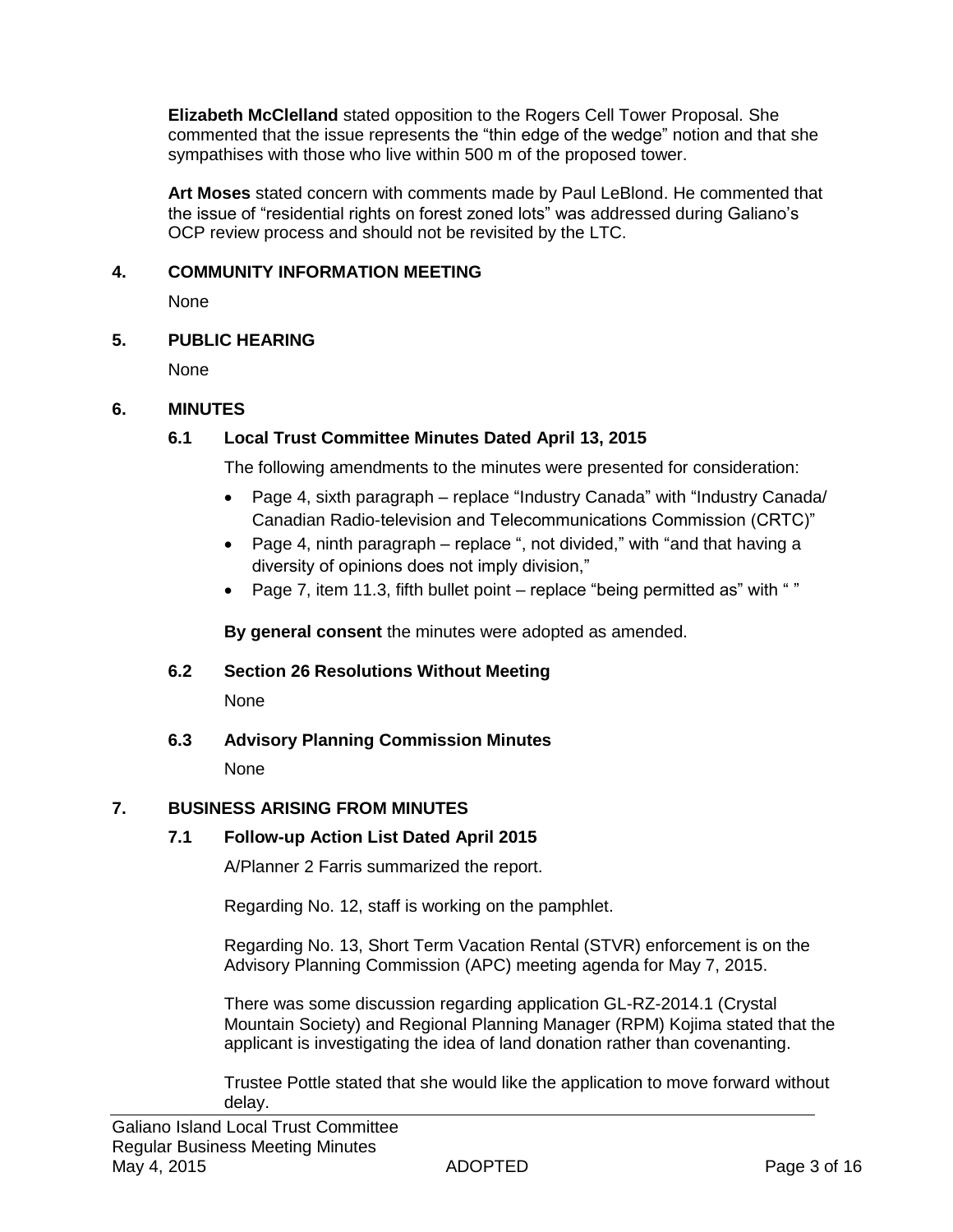**Elizabeth McClelland** stated opposition to the Rogers Cell Tower Proposal. She commented that the issue represents the "thin edge of the wedge" notion and that she sympathises with those who live within 500 m of the proposed tower.

**Art Moses** stated concern with comments made by Paul LeBlond. He commented that the issue of "residential rights on forest zoned lots" was addressed during Galiano's OCP review process and should not be revisited by the LTC.

## 4. COMMUNITY INFORMATION MEETING

None

## 5. PUBLIC HEARING

None

## 6. MINUTES

### 6.1 Local Trust Committee Minutes Dated April 13, 2015

The following amendments to the minutes were presented for consideration:

- Page 4, sixth paragraph – replace "Industry Canada" with "Industry Canada/ Canadian Radio-television and Telecommunications Commission (CRTC)"
- Page 4, ninth paragraph – replace ", not divided," with "and that having a diversity of opinions does not imply division,"
- Page 7, item 11.3, fifth bullet point – replace "being permitted as" with " "

**By general consent** the minutes were adopted as amended.

### 6.2 Section 26 Resolutions Without Meeting

None

### 6.3 Advisory Planning Commission Minutes

None

## 7. BUSINESS ARISING FROM MINUTES

### 7.1 Follow-up Action List Dated April 2015

A/Planner 2 Farris summarized the report.

Regarding No. 12, staff is working on the pamphlet.

Regarding No. 13, Short Term Vacation Rental (STVR) enforcement is on the Advisory Planning Commission (APC) meeting agenda for May 7, 2015.

There was some discussion regarding application GL-RZ-2014.1 (Crystal Mountain Society) and Regional Planning Manager (RPM) Kojima stated that the applicant is investigating the idea of land donation rather than covenanting.

Trustee Pottle stated that she would like the application to move forward without delay.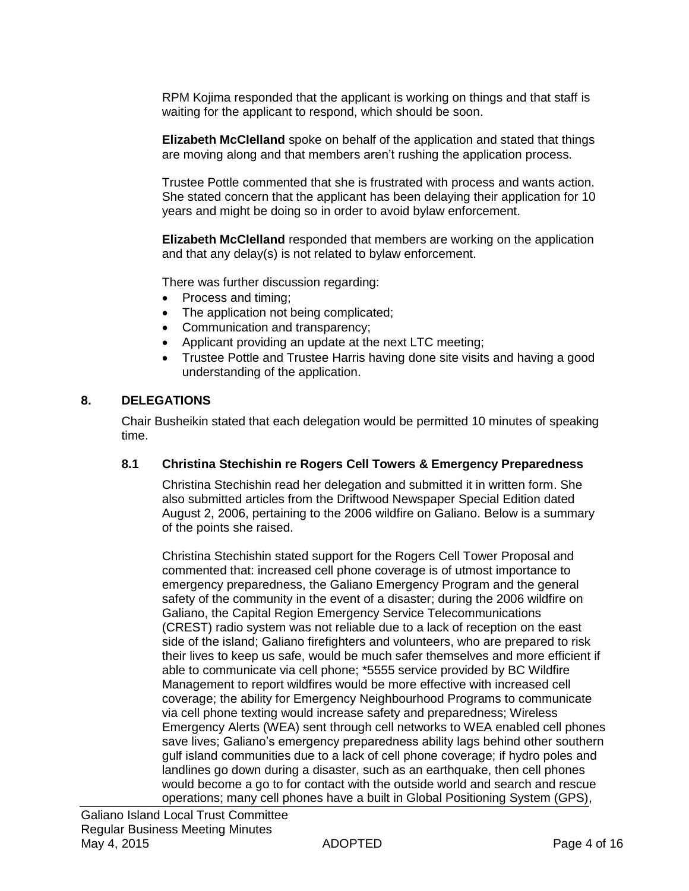RPM Kojima responded that the applicant is working on things and that staff is waiting for the applicant to respond, which should be soon.

**Elizabeth McClelland** spoke on behalf of the application and stated that things are moving along and that members aren't rushing the application process.

Trustee Pottle commented that she is frustrated with process and wants action. She stated concern that the applicant has been delaying their application for 10 years and might be doing so in order to avoid bylaw enforcement.

**Elizabeth McClelland** responded that members are working on the application and that any delay(s) is not related to bylaw enforcement.

There was further discussion regarding:

- Process and timing;
- The application not being complicated;
- Communication and transparency;
- Applicant providing an update at the next LTC meeting;
- Trustee Pottle and Trustee Harris having done site visits and having a good understanding of the application.

## 8. DELEGATIONS

Chair Busheikin stated that each delegation would be permitted 10 minutes of speaking time.

### 8.1 Christina Stechishin re Rogers Cell Towers & Emergency Preparedness

Christina Stechishin read her delegation and submitted it in written form. She also submitted articles from the Driftwood Newspaper Special Edition dated August 2, 2006, pertaining to the 2006 wildfire on Galiano. Below is a summary of the points she raised.

Christina Stechishin stated support for the Rogers Cell Tower Proposal and commented that: increased cell phone coverage is of utmost importance to emergency preparedness, the Galiano Emergency Program and the general safety of the community in the event of a disaster; during the 2006 wildfire on Galiano, the Capital Region Emergency Service Telecommunications (CREST) radio system was not reliable due to a lack of reception on the east side of the island; Galiano firefighters and volunteers, who are prepared to risk their lives to keep us safe, would be much safer themselves and more efficient if able to communicate via cell phone; *5555 service provided by BC Wildfire Management to report wildfires would be more effective with increased cell coverage; the ability for Emergency Neighbourhood Programs to communicate via cell phone texting would increase safety and preparedness; Wireless Emergency Alerts (WEA) sent through cell networks to WEA enabled cell phones save lives; Galiano's emergency preparedness ability lags behind other southern gulf island communities due to a lack of cell phone coverage; if hydro poles and landlines go down during a disaster, such as an earthquake, then cell phones would become a go to for contact with the outside world and search and rescue operations; many cell phones have a built in Global Positioning System (GPS),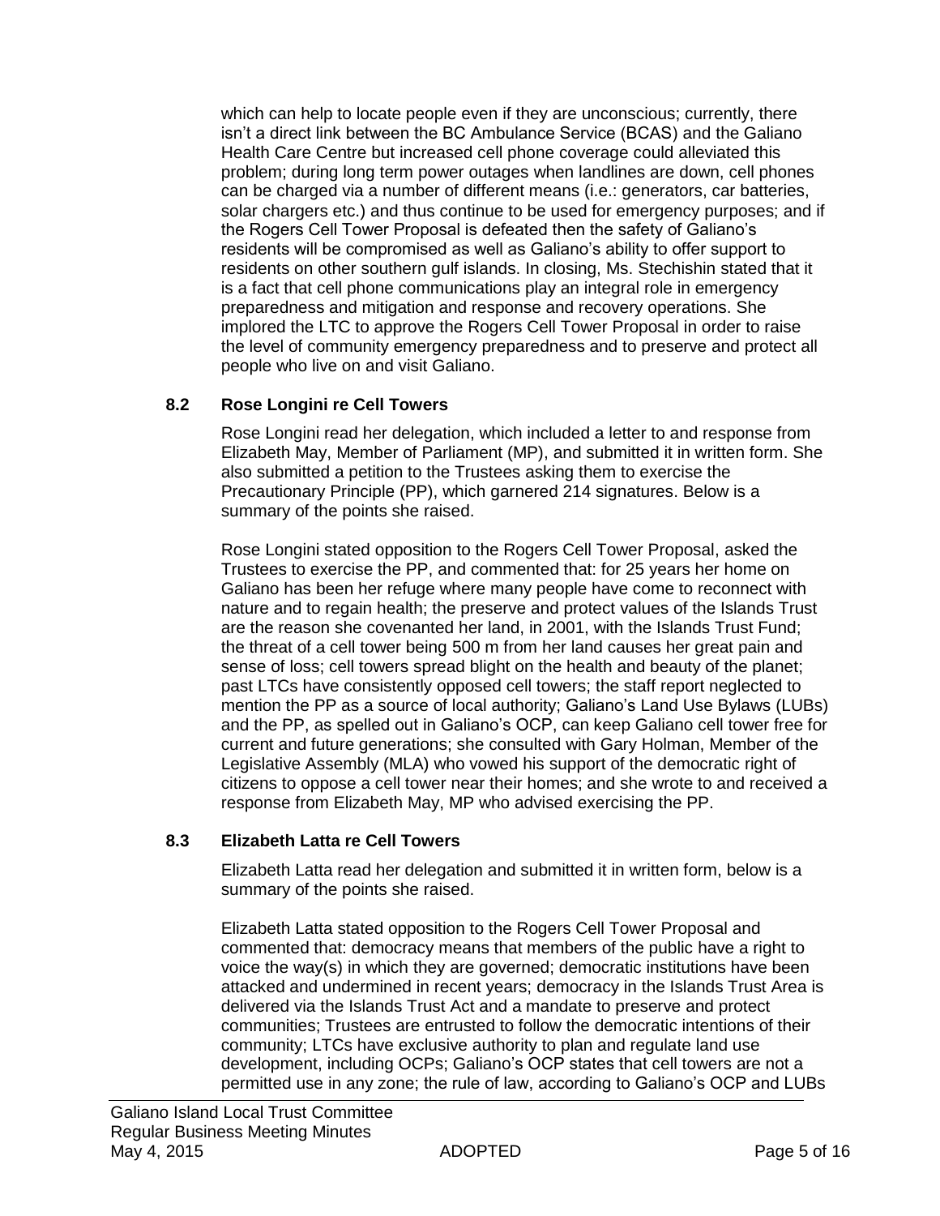which can help to locate people even if they are unconscious; currently, there isn't a direct link between the BC Ambulance Service (BCAS) and the Galiano Health Care Centre but increased cell phone coverage could alleviated this problem; during long term power outages when landlines are down, cell phones can be charged via a number of different means (i.e.: generators, car batteries, solar chargers etc.) and thus continue to be used for emergency purposes; and if the Rogers Cell Tower Proposal is defeated then the safety of Galiano's residents will be compromised as well as Galiano's ability to offer support to residents on other southern gulf islands. In closing, Ms. Stechishin stated that it is a fact that cell phone communications play an integral role in emergency preparedness and mitigation and response and recovery operations. She implored the LTC to approve the Rogers Cell Tower Proposal in order to raise the level of community emergency preparedness and to preserve and protect all people who live on and visit Galiano.

### 8.2 Rose Longini re Cell Towers

Rose Longini read her delegation, which included a letter to and response from Elizabeth May, Member of Parliament (MP), and submitted it in written form. She also submitted a petition to the Trustees asking them to exercise the Precautionary Principle (PP), which garnered 214 signatures. Below is a summary of the points she raised.

Rose Longini stated opposition to the Rogers Cell Tower Proposal, asked the Trustees to exercise the PP, and commented that: for 25 years her home on Galiano has been her refuge where many people have come to reconnect with nature and to regain health; the preserve and protect values of the Islands Trust are the reason she covenanted her land, in 2001, with the Islands Trust Fund; the threat of a cell tower being 500 m from her land causes her great pain and sense of loss; cell towers spread blight on the health and beauty of the planet; past LTCs have consistently opposed cell towers; the staff report neglected to mention the PP as a source of local authority; Galiano's Land Use Bylaws (LUBs) and the PP, as spelled out in Galiano's OCP, can keep Galiano cell tower free for current and future generations; she consulted with Gary Holman, Member of the Legislative Assembly (MLA) who vowed his support of the democratic right of citizens to oppose a cell tower near their homes; and she wrote to and received a response from Elizabeth May, MP who advised exercising the PP.

### 8.3 Elizabeth Latta re Cell Towers

Elizabeth Latta read her delegation and submitted it in written form, below is a summary of the points she raised.

Elizabeth Latta stated opposition to the Rogers Cell Tower Proposal and commented that: democracy means that members of the public have a right to voice the way(s) in which they are governed; democratic institutions have been attacked and undermined in recent years; democracy in the Islands Trust Area is delivered via the Islands Trust Act and a mandate to preserve and protect communities; Trustees are entrusted to follow the democratic intentions of their community; LTCs have exclusive authority to plan and regulate land use development, including OCPs; Galiano's OCP states that cell towers are not a permitted use in any zone; the rule of law, according to Galiano's OCP and LUBs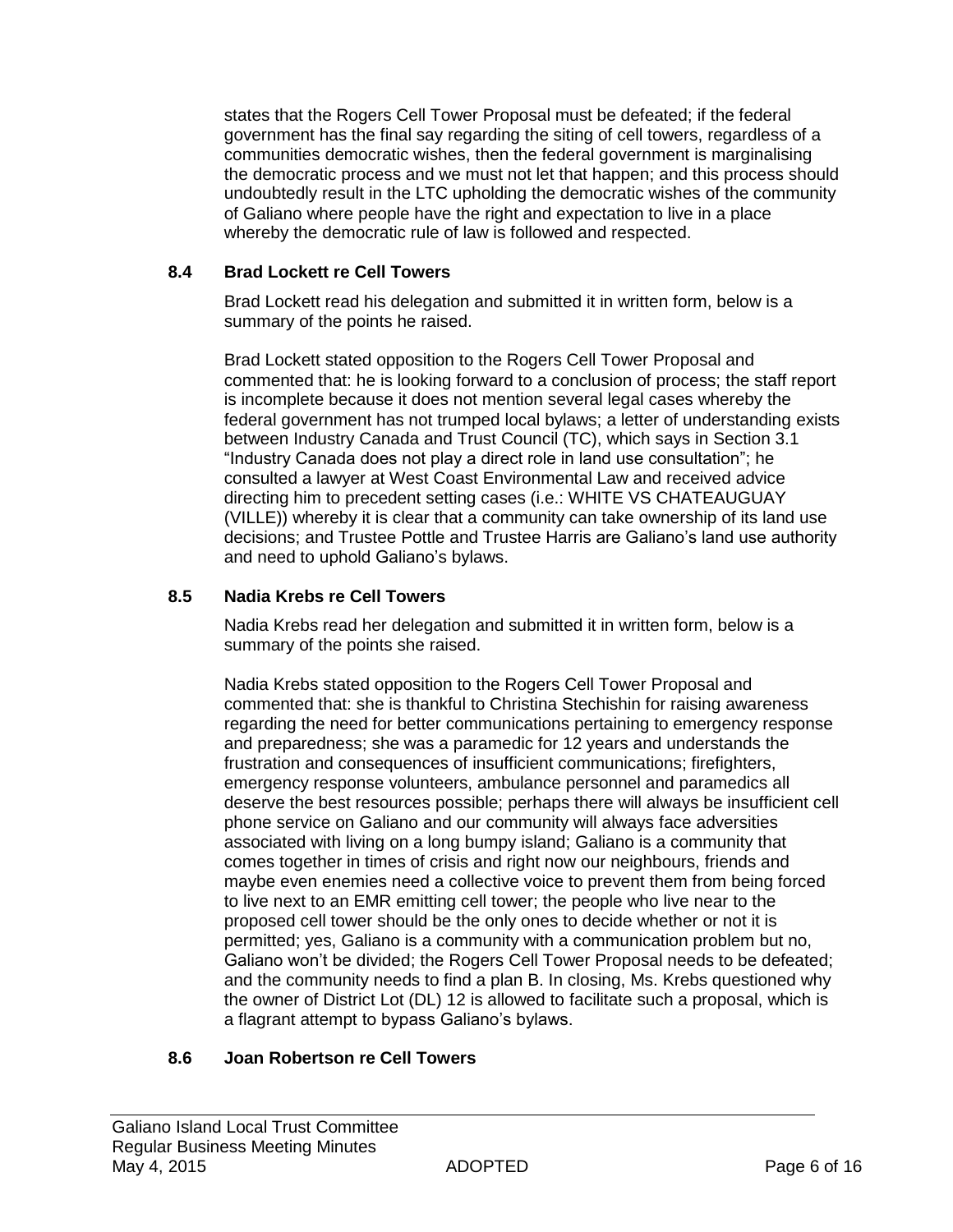states that the Rogers Cell Tower Proposal must be defeated; if the federal government has the final say regarding the siting of cell towers, regardless of a communities democratic wishes, then the federal government is marginalising the democratic process and we must not let that happen; and this process should undoubtedly result in the LTC upholding the democratic wishes of the community of Galiano where people have the right and expectation to live in a place whereby the democratic rule of law is followed and respected.

### 8.4 Brad Lockett re Cell Towers

Brad Lockett read his delegation and submitted it in written form, below is a summary of the points he raised.

Brad Lockett stated opposition to the Rogers Cell Tower Proposal and commented that: he is looking forward to a conclusion of process; the staff report is incomplete because it does not mention several legal cases whereby the federal government has not trumped local bylaws; a letter of understanding exists between Industry Canada and Trust Council (TC), which says in Section 3.1 "Industry Canada does not play a direct role in land use consultation"; he consulted a lawyer at West Coast Environmental Law and received advice directing him to precedent setting cases (i.e.: WHITE VS CHATEAUGUAY (VILLE)) whereby it is clear that a community can take ownership of its land use decisions; and Trustee Pottle and Trustee Harris are Galiano's land use authority and need to uphold Galiano's bylaws.

### 8.5 Nadia Krebs re Cell Towers

Nadia Krebs read her delegation and submitted it in written form, below is a summary of the points she raised.

Nadia Krebs stated opposition to the Rogers Cell Tower Proposal and commented that: she is thankful to Christina Stechishin for raising awareness regarding the need for better communications pertaining to emergency response and preparedness; she was a paramedic for 12 years and understands the frustration and consequences of insufficient communications; firefighters, emergency response volunteers, ambulance personnel and paramedics all deserve the best resources possible; perhaps there will always be insufficient cell phone service on Galiano and our community will always face adversities associated with living on a long bumpy island; Galiano is a community that comes together in times of crisis and right now our neighbours, friends and maybe even enemies need a collective voice to prevent them from being forced to live next to an EMR emitting cell tower; the people who live near to the proposed cell tower should be the only ones to decide whether or not it is permitted; yes, Galiano is a community with a communication problem but no, Galiano won't be divided; the Rogers Cell Tower Proposal needs to be defeated; and the community needs to find a plan B. In closing, Ms. Krebs questioned why the owner of District Lot (DL) 12 is allowed to facilitate such a proposal, which is a flagrant attempt to bypass Galiano's bylaws.

### 8.6 Joan Robertson re Cell Towers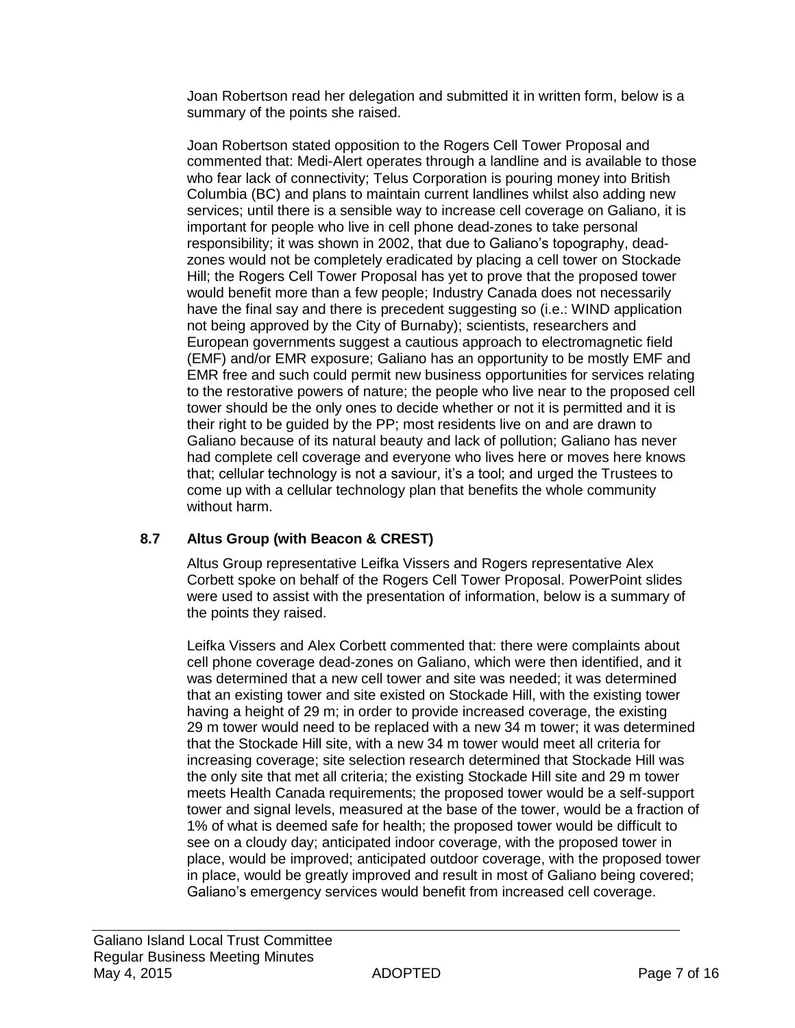Joan Robertson read her delegation and submitted it in written form, below is a summary of the points she raised.

Joan Robertson stated opposition to the Rogers Cell Tower Proposal and commented that: Medi-Alert operates through a landline and is available to those who fear lack of connectivity; Telus Corporation is pouring money into British Columbia (BC) and plans to maintain current landlines whilst also adding new services; until there is a sensible way to increase cell coverage on Galiano, it is important for people who live in cell phone dead-zones to take personal responsibility; it was shown in 2002, that due to Galiano's topography, dead-zones would not be completely eradicated by placing a cell tower on Stockade Hill; the Rogers Cell Tower Proposal has yet to prove that the proposed tower would benefit more than a few people; Industry Canada does not necessarily have the final say and there is precedent suggesting so (i.e.: WIND application not being approved by the City of Burnaby); scientists, researchers and European governments suggest a cautious approach to electromagnetic field (EMF) and/or EMR exposure; Galiano has an opportunity to be mostly EMF and EMR free and such could permit new business opportunities for services relating to the restorative powers of nature; the people who live near to the proposed cell tower should be the only ones to decide whether or not it is permitted and it is their right to be guided by the PP; most residents live on and are drawn to Galiano because of its natural beauty and lack of pollution; Galiano has never had complete cell coverage and everyone who lives here or moves here knows that; cellular technology is not a saviour, it's a tool; and urged the Trustees to come up with a cellular technology plan that benefits the whole community without harm.

### 8.7 Altus Group (with Beacon & CREST)

Altus Group representative Leifka Vissers and Rogers representative Alex Corbett spoke on behalf of the Rogers Cell Tower Proposal. PowerPoint slides were used to assist with the presentation of information, below is a summary of the points they raised.

Leifka Vissers and Alex Corbett commented that: there were complaints about cell phone coverage dead-zones on Galiano, which were then identified, and it was determined that a new cell tower and site was needed; it was determined that an existing tower and site existed on Stockade Hill, with the existing tower having a height of 29 m; in order to provide increased coverage, the existing 29 m tower would need to be replaced with a new 34 m tower; it was determined that the Stockade Hill site, with a new 34 m tower would meet all criteria for increasing coverage; site selection research determined that Stockade Hill was the only site that met all criteria; the existing Stockade Hill site and 29 m tower meets Health Canada requirements; the proposed tower would be a self-support tower and signal levels, measured at the base of the tower, would be a fraction of 1% of what is deemed safe for health; the proposed tower would be difficult to see on a cloudy day; anticipated indoor coverage, with the proposed tower in place, would be improved; anticipated outdoor coverage, with the proposed tower in place, would be greatly improved and result in most of Galiano being covered; Galiano's emergency services would benefit from increased cell coverage.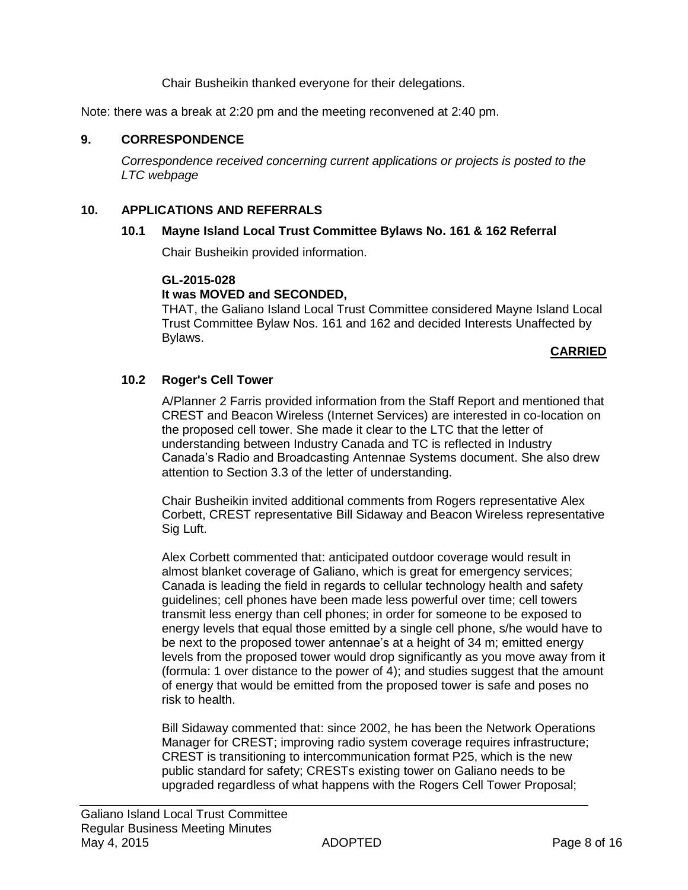Chair Busheikin thanked everyone for their delegations.

Note: there was a break at 2:20 pm and the meeting reconvened at 2:40 pm.

## 9. CORRESPONDENCE

*Correspondence received concerning current applications or projects is posted to the LTC webpage*

## 10. APPLICATIONS AND REFERRALS

### 10.1 Mayne Island Local Trust Committee Bylaws No. 161 & 162 Referral

Chair Busheikin provided information.

**GL-2015-028**
**It was MOVED and SECONDED,**
THAT, the Galiano Island Local Trust Committee considered Mayne Island Local Trust Committee Bylaw Nos. 161 and 162 and decided Interests Unaffected by Bylaws.

**CARRIED**

### 10.2 Roger's Cell Tower

A/Planner 2 Farris provided information from the Staff Report and mentioned that CREST and Beacon Wireless (Internet Services) are interested in co-location on the proposed cell tower. She made it clear to the LTC that the letter of understanding between Industry Canada and TC is reflected in Industry Canada's Radio and Broadcasting Antennae Systems document. She also drew attention to Section 3.3 of the letter of understanding.

Chair Busheikin invited additional comments from Rogers representative Alex Corbett, CREST representative Bill Sidaway and Beacon Wireless representative Sig Luft.

Alex Corbett commented that: anticipated outdoor coverage would result in almost blanket coverage of Galiano, which is great for emergency services; Canada is leading the field in regards to cellular technology health and safety guidelines; cell phones have been made less powerful over time; cell towers transmit less energy than cell phones; in order for someone to be exposed to energy levels that equal those emitted by a single cell phone, s/he would have to be next to the proposed tower antennae's at a height of 34 m; emitted energy levels from the proposed tower would drop significantly as you move away from it (formula: 1 over distance to the power of 4); and studies suggest that the amount of energy that would be emitted from the proposed tower is safe and poses no risk to health.

Bill Sidaway commented that: since 2002, he has been the Network Operations Manager for CREST; improving radio system coverage requires infrastructure; CREST is transitioning to intercommunication format P25, which is the new public standard for safety; CRESTs existing tower on Galiano needs to be upgraded regardless of what happens with the Rogers Cell Tower Proposal;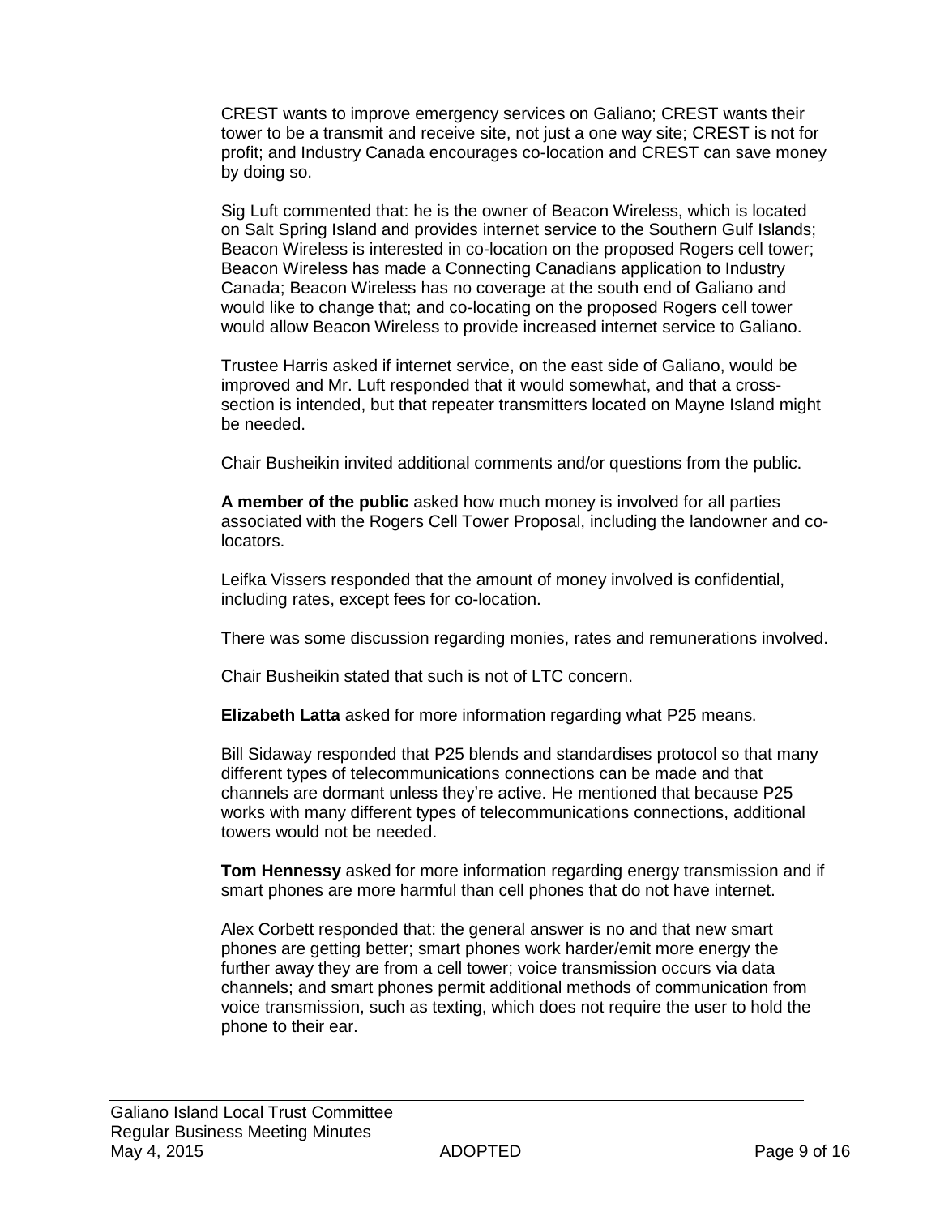CREST wants to improve emergency services on Galiano; CREST wants their tower to be a transmit and receive site, not just a one way site; CREST is not for profit; and Industry Canada encourages co-location and CREST can save money by doing so.

Sig Luft commented that: he is the owner of Beacon Wireless, which is located on Salt Spring Island and provides internet service to the Southern Gulf Islands; Beacon Wireless is interested in co-location on the proposed Rogers cell tower; Beacon Wireless has made a Connecting Canadians application to Industry Canada; Beacon Wireless has no coverage at the south end of Galiano and would like to change that; and co-locating on the proposed Rogers cell tower would allow Beacon Wireless to provide increased internet service to Galiano.

Trustee Harris asked if internet service, on the east side of Galiano, would be improved and Mr. Luft responded that it would somewhat, and that a cross-section is intended, but that repeater transmitters located on Mayne Island might be needed.

Chair Busheikin invited additional comments and/or questions from the public.

**A member of the public** asked how much money is involved for all parties associated with the Rogers Cell Tower Proposal, including the landowner and co-locators.

Leifka Vissers responded that the amount of money involved is confidential, including rates, except fees for co-location.

There was some discussion regarding monies, rates and remunerations involved.

Chair Busheikin stated that such is not of LTC concern.

**Elizabeth Latta** asked for more information regarding what P25 means.

Bill Sidaway responded that P25 blends and standardises protocol so that many different types of telecommunications connections can be made and that channels are dormant unless they're active. He mentioned that because P25 works with many different types of telecommunications connections, additional towers would not be needed.

**Tom Hennessy** asked for more information regarding energy transmission and if smart phones are more harmful than cell phones that do not have internet.

Alex Corbett responded that: the general answer is no and that new smart phones are getting better; smart phones work harder/emit more energy the further away they are from a cell tower; voice transmission occurs via data channels; and smart phones permit additional methods of communication from voice transmission, such as texting, which does not require the user to hold the phone to their ear.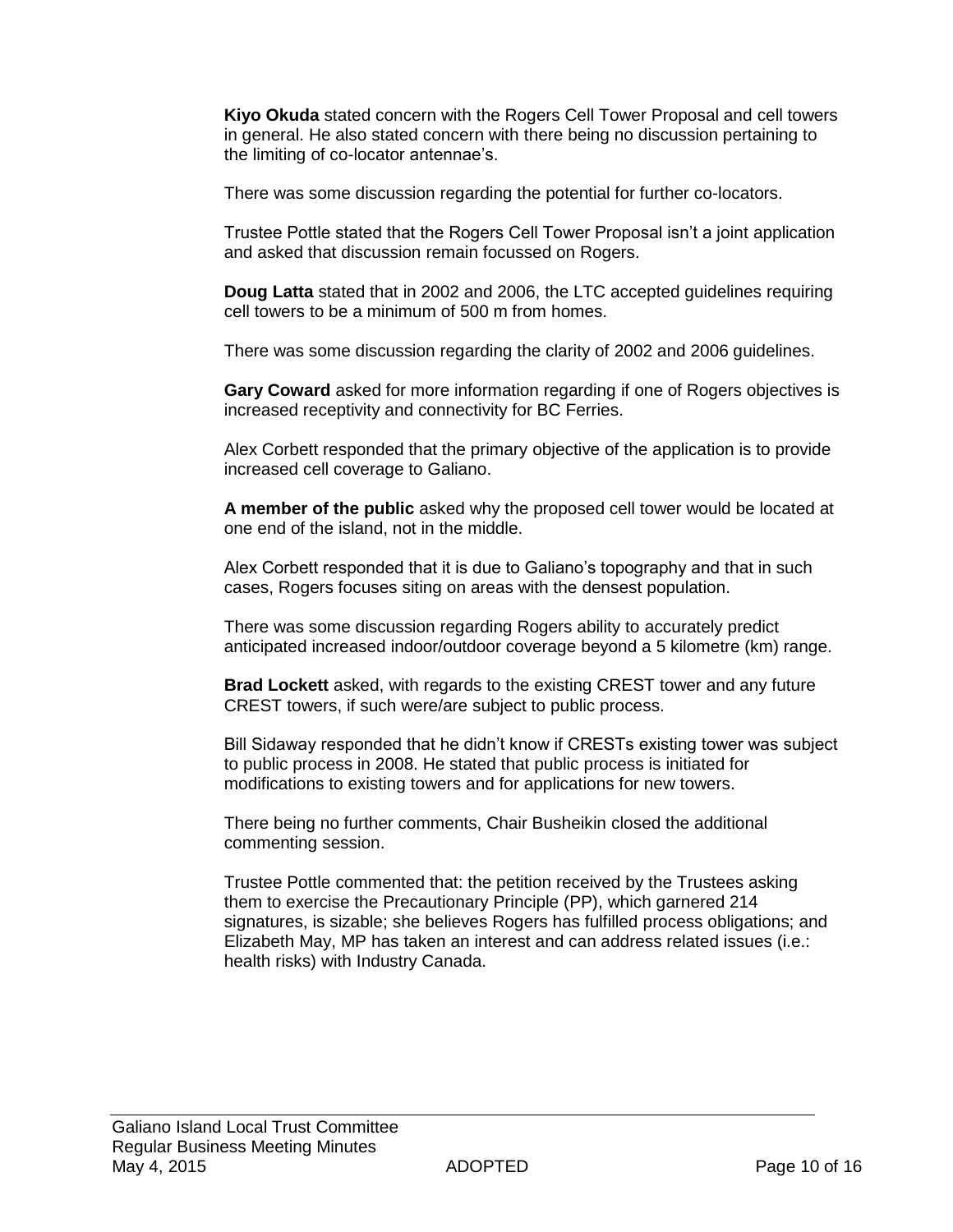**Kiyo Okuda** stated concern with the Rogers Cell Tower Proposal and cell towers in general. He also stated concern with there being no discussion pertaining to the limiting of co-locator antennae's.

There was some discussion regarding the potential for further co-locators.

Trustee Pottle stated that the Rogers Cell Tower Proposal isn't a joint application and asked that discussion remain focussed on Rogers.

**Doug Latta** stated that in 2002 and 2006, the LTC accepted guidelines requiring cell towers to be a minimum of 500 m from homes.

There was some discussion regarding the clarity of 2002 and 2006 guidelines.

**Gary Coward** asked for more information regarding if one of Rogers objectives is increased receptivity and connectivity for BC Ferries.

Alex Corbett responded that the primary objective of the application is to provide increased cell coverage to Galiano.

**A member of the public** asked why the proposed cell tower would be located at one end of the island, not in the middle.

Alex Corbett responded that it is due to Galiano's topography and that in such cases, Rogers focuses siting on areas with the densest population.

There was some discussion regarding Rogers ability to accurately predict anticipated increased indoor/outdoor coverage beyond a 5 kilometre (km) range.

**Brad Lockett** asked, with regards to the existing CREST tower and any future CREST towers, if such were/are subject to public process.

Bill Sidaway responded that he didn't know if CRESTs existing tower was subject to public process in 2008. He stated that public process is initiated for modifications to existing towers and for applications for new towers.

There being no further comments, Chair Busheikin closed the additional commenting session.

Trustee Pottle commented that: the petition received by the Trustees asking them to exercise the Precautionary Principle (PP), which garnered 214 signatures, is sizable; she believes Rogers has fulfilled process obligations; and Elizabeth May, MP has taken an interest and can address related issues (i.e.: health risks) with Industry Canada.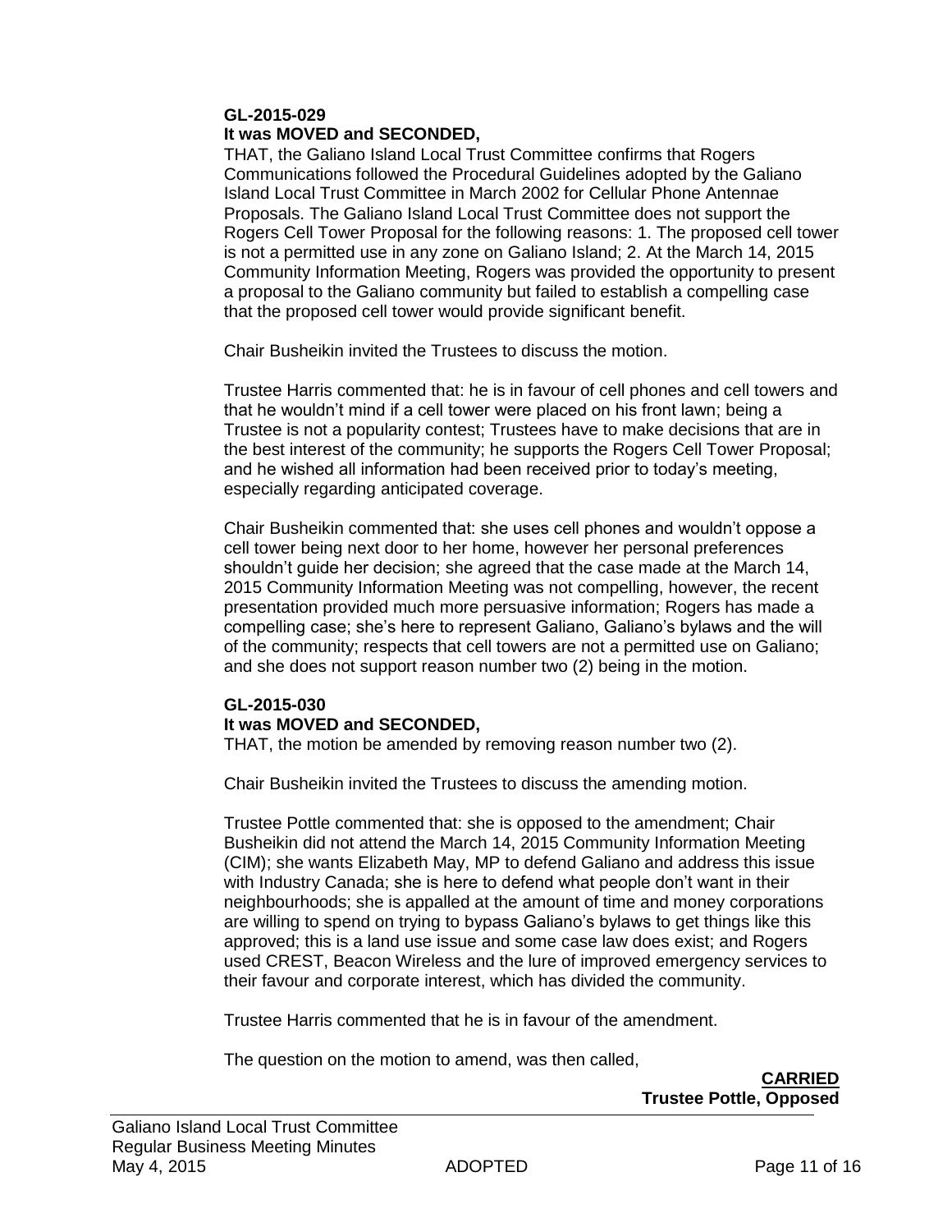**GL-2015-029**
**It was MOVED and SECONDED,**

THAT, the Galiano Island Local Trust Committee confirms that Rogers Communications followed the Procedural Guidelines adopted by the Galiano Island Local Trust Committee in March 2002 for Cellular Phone Antennae Proposals. The Galiano Island Local Trust Committee does not support the Rogers Cell Tower Proposal for the following reasons: 1. The proposed cell tower is not a permitted use in any zone on Galiano Island; 2. At the March 14, 2015 Community Information Meeting, Rogers was provided the opportunity to present a proposal to the Galiano community but failed to establish a compelling case that the proposed cell tower would provide significant benefit.

Chair Busheikin invited the Trustees to discuss the motion.

Trustee Harris commented that: he is in favour of cell phones and cell towers and that he wouldn't mind if a cell tower were placed on his front lawn; being a Trustee is not a popularity contest; Trustees have to make decisions that are in the best interest of the community; he supports the Rogers Cell Tower Proposal; and he wished all information had been received prior to today's meeting, especially regarding anticipated coverage.

Chair Busheikin commented that: she uses cell phones and wouldn't oppose a cell tower being next door to her home, however her personal preferences shouldn't guide her decision; she agreed that the case made at the March 14, 2015 Community Information Meeting was not compelling, however, the recent presentation provided much more persuasive information; Rogers has made a compelling case; she's here to represent Galiano, Galiano's bylaws and the will of the community; respects that cell towers are not a permitted use on Galiano; and she does not support reason number two (2) being in the motion.

**GL-2015-030**
**It was MOVED and SECONDED,**

THAT, the motion be amended by removing reason number two (2).

Chair Busheikin invited the Trustees to discuss the amending motion.

Trustee Pottle commented that: she is opposed to the amendment; Chair Busheikin did not attend the March 14, 2015 Community Information Meeting (CIM); she wants Elizabeth May, MP to defend Galiano and address this issue with Industry Canada; she is here to defend what people don't want in their neighbourhoods; she is appalled at the amount of time and money corporations are willing to spend on trying to bypass Galiano's bylaws to get things like this approved; this is a land use issue and some case law does exist; and Rogers used CREST, Beacon Wireless and the lure of improved emergency services to their favour and corporate interest, which has divided the community.

Trustee Harris commented that he is in favour of the amendment.

The question on the motion to amend, was then called,

**CARRIED**
**Trustee Pottle, Opposed**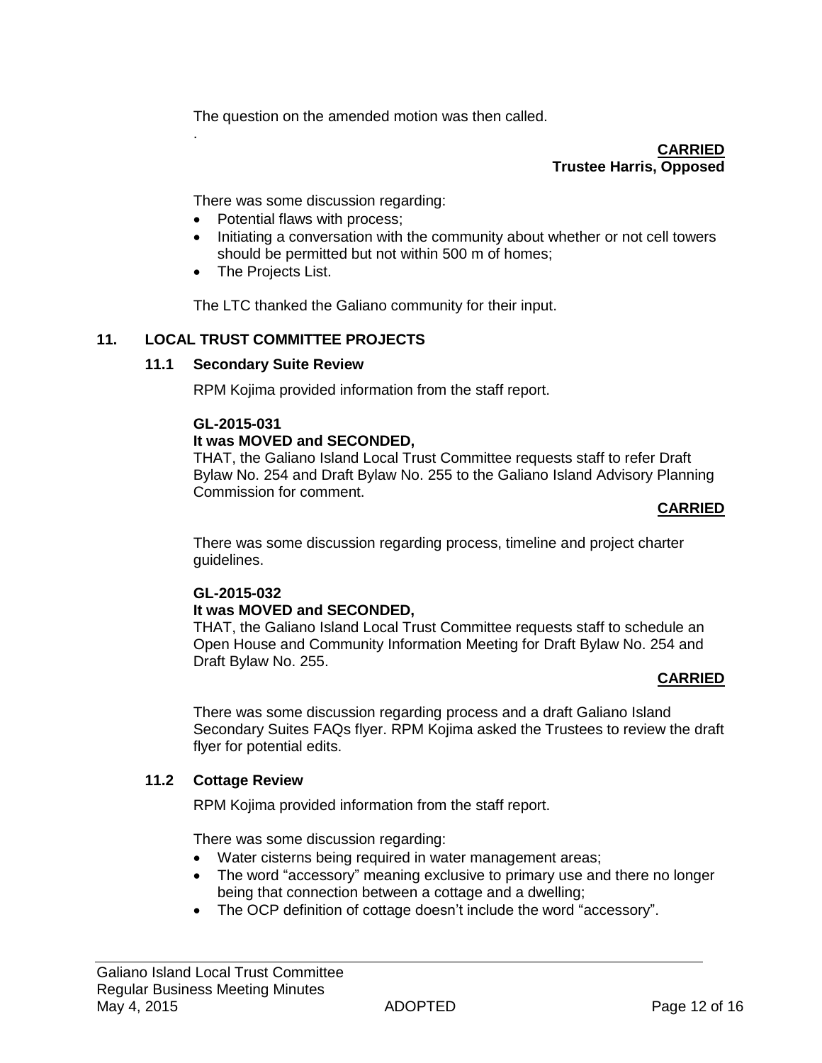The question on the amended motion was then called.

.

**CARRIED**
**Trustee Harris, Opposed**

There was some discussion regarding:

- Potential flaws with process;
- Initiating a conversation with the community about whether or not cell towers should be permitted but not within 500 m of homes;
- The Projects List.

The LTC thanked the Galiano community for their input.

## 11. LOCAL TRUST COMMITTEE PROJECTS

### 11.1 Secondary Suite Review

RPM Kojima provided information from the staff report.

**GL-2015-031**
**It was MOVED and SECONDED,**
THAT, the Galiano Island Local Trust Committee requests staff to refer Draft Bylaw No. 254 and Draft Bylaw No. 255 to the Galiano Island Advisory Planning Commission for comment.

**CARRIED**

There was some discussion regarding process, timeline and project charter guidelines.

**GL-2015-032**
**It was MOVED and SECONDED,**
THAT, the Galiano Island Local Trust Committee requests staff to schedule an Open House and Community Information Meeting for Draft Bylaw No. 254 and Draft Bylaw No. 255.

**CARRIED**

There was some discussion regarding process and a draft Galiano Island Secondary Suites FAQs flyer. RPM Kojima asked the Trustees to review the draft flyer for potential edits.

### 11.2 Cottage Review

RPM Kojima provided information from the staff report.

There was some discussion regarding:

- Water cisterns being required in water management areas;
- The word "accessory" meaning exclusive to primary use and there no longer being that connection between a cottage and a dwelling;
- The OCP definition of cottage doesn't include the word "accessory".

Galiano Island Local Trust Committee
Regular Business Meeting Minutes
May 4, 2015 ADOPTED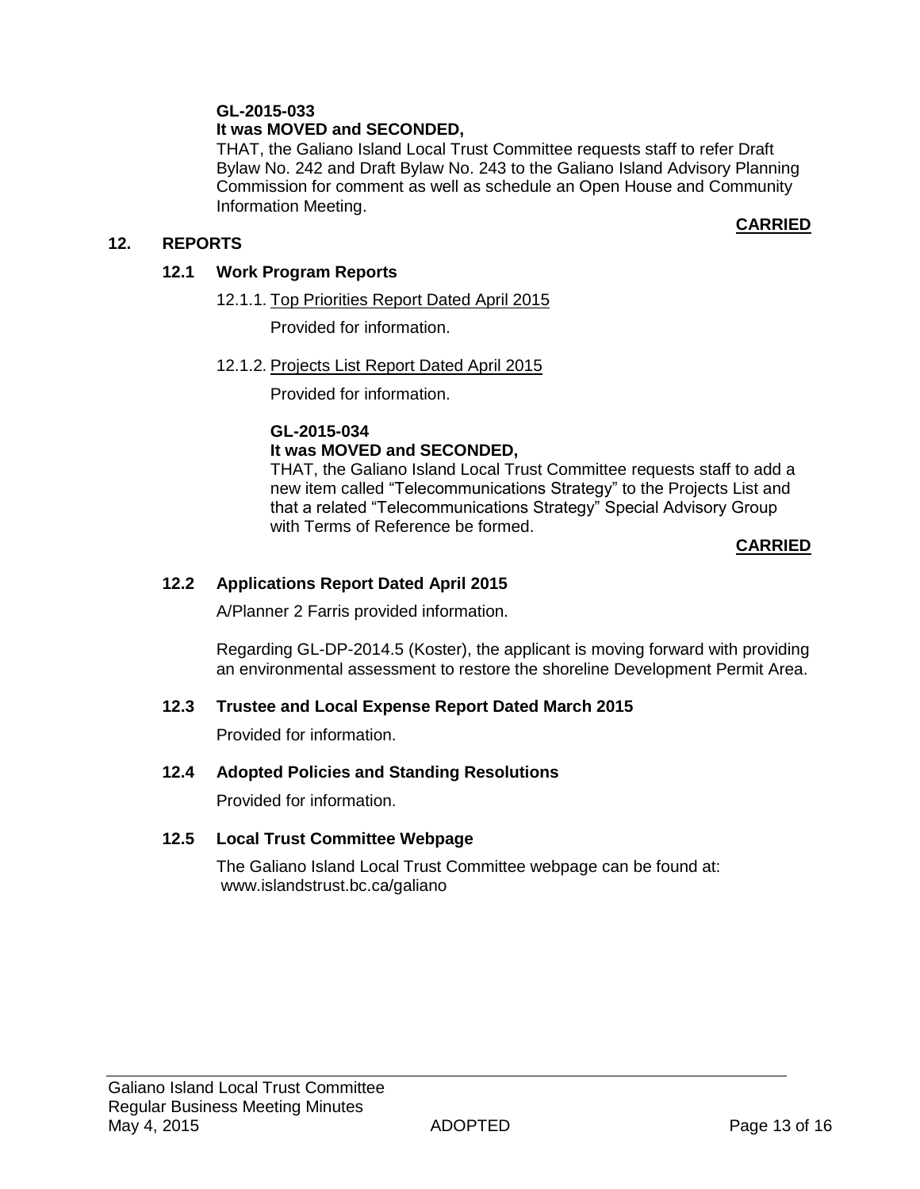**GL-2015-033**
**It was MOVED and SECONDED,**
THAT, the Galiano Island Local Trust Committee requests staff to refer Draft Bylaw No. 242 and Draft Bylaw No. 243 to the Galiano Island Advisory Planning Commission for comment as well as schedule an Open House and Community Information Meeting.

**CARRIED**

## 12. REPORTS

### 12.1 Work Program Reports

12.1.1. Top Priorities Report Dated April 2015

Provided for information.

12.1.2. Projects List Report Dated April 2015

Provided for information.

**GL-2015-034**
**It was MOVED and SECONDED,**
THAT, the Galiano Island Local Trust Committee requests staff to add a new item called "Telecommunications Strategy" to the Projects List and that a related "Telecommunications Strategy" Special Advisory Group with Terms of Reference be formed.

**CARRIED**

### 12.2 Applications Report Dated April 2015

A/Planner 2 Farris provided information.

Regarding GL-DP-2014.5 (Koster), the applicant is moving forward with providing an environmental assessment to restore the shoreline Development Permit Area.

### 12.3 Trustee and Local Expense Report Dated March 2015

Provided for information.

### 12.4 Adopted Policies and Standing Resolutions

Provided for information.

### 12.5 Local Trust Committee Webpage

The Galiano Island Local Trust Committee webpage can be found at:
www.islandstrust.bc.ca/galiano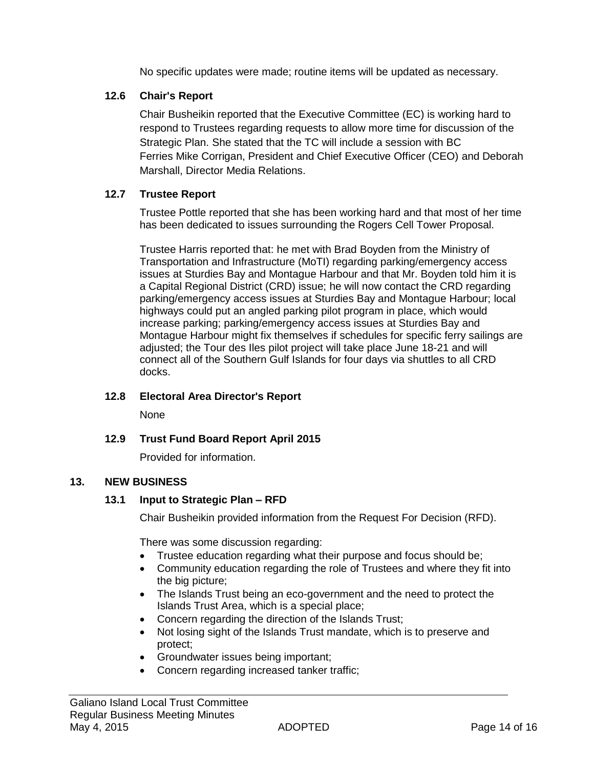No specific updates were made; routine items will be updated as necessary.

### 12.6 Chair's Report

Chair Busheikin reported that the Executive Committee (EC) is working hard to respond to Trustees regarding requests to allow more time for discussion of the Strategic Plan. She stated that the TC will include a session with BC Ferries Mike Corrigan, President and Chief Executive Officer (CEO) and Deborah Marshall, Director Media Relations.

### 12.7 Trustee Report

Trustee Pottle reported that she has been working hard and that most of her time has been dedicated to issues surrounding the Rogers Cell Tower Proposal.

Trustee Harris reported that: he met with Brad Boyden from the Ministry of Transportation and Infrastructure (MoTI) regarding parking/emergency access issues at Sturdies Bay and Montague Harbour and that Mr. Boyden told him it is a Capital Regional District (CRD) issue; he will now contact the CRD regarding parking/emergency access issues at Sturdies Bay and Montague Harbour; local highways could put an angled parking pilot program in place, which would increase parking; parking/emergency access issues at Sturdies Bay and Montague Harbour might fix themselves if schedules for specific ferry sailings are adjusted; the Tour des Iles pilot project will take place June 18-21 and will connect all of the Southern Gulf Islands for four days via shuttles to all CRD docks.

### 12.8 Electoral Area Director's Report

None

### 12.9 Trust Fund Board Report April 2015

Provided for information.

## 13. NEW BUSINESS

### 13.1 Input to Strategic Plan – RFD

Chair Busheikin provided information from the Request For Decision (RFD).

There was some discussion regarding:

- Trustee education regarding what their purpose and focus should be;
- Community education regarding the role of Trustees and where they fit into the big picture;
- The Islands Trust being an eco-government and the need to protect the Islands Trust Area, which is a special place;
- Concern regarding the direction of the Islands Trust;
- Not losing sight of the Islands Trust mandate, which is to preserve and protect;
- Groundwater issues being important;
- Concern regarding increased tanker traffic;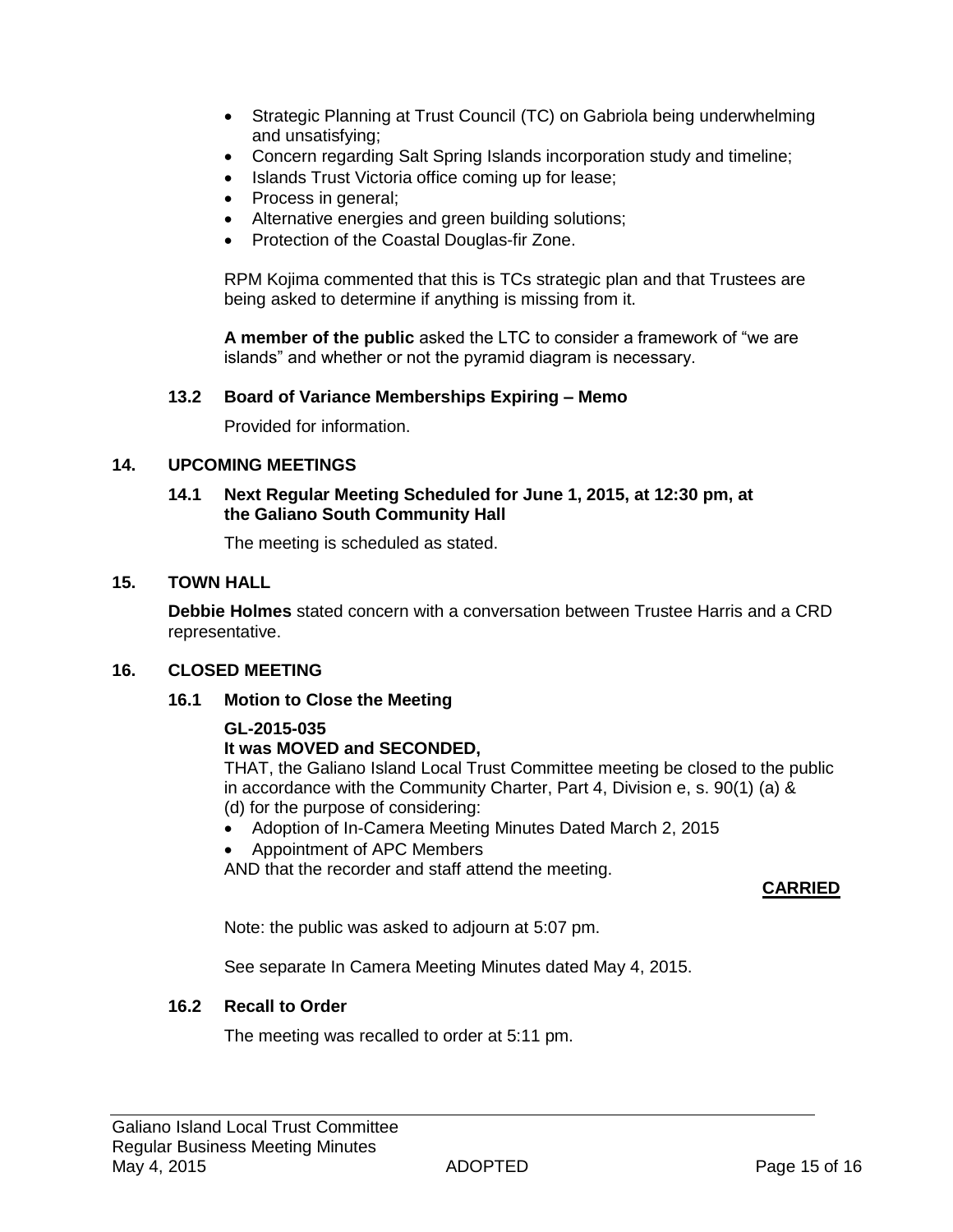- Strategic Planning at Trust Council (TC) on Gabriola being underwhelming and unsatisfying;
- Concern regarding Salt Spring Islands incorporation study and timeline;
- Islands Trust Victoria office coming up for lease;
- Process in general;
- Alternative energies and green building solutions;
- Protection of the Coastal Douglas-fir Zone.

RPM Kojima commented that this is TCs strategic plan and that Trustees are being asked to determine if anything is missing from it.

**A member of the public** asked the LTC to consider a framework of "we are islands" and whether or not the pyramid diagram is necessary.

### 13.2 Board of Variance Memberships Expiring – Memo

Provided for information.

## 14. UPCOMING MEETINGS

### 14.1 Next Regular Meeting Scheduled for June 1, 2015, at 12:30 pm, at the Galiano South Community Hall

The meeting is scheduled as stated.

## 15. TOWN HALL

**Debbie Holmes** stated concern with a conversation between Trustee Harris and a CRD representative.

## 16. CLOSED MEETING

### 16.1 Motion to Close the Meeting

**GL-2015-035**
**It was MOVED and SECONDED,**
THAT, the Galiano Island Local Trust Committee meeting be closed to the public in accordance with the Community Charter, Part 4, Division e, s. 90(1) (a) & (d) for the purpose of considering:

- Adoption of In-Camera Meeting Minutes Dated March 2, 2015
- Appointment of APC Members

AND that the recorder and staff attend the meeting.

**CARRIED**

Note: the public was asked to adjourn at 5:07 pm.

See separate In Camera Meeting Minutes dated May 4, 2015.

### 16.2 Recall to Order

The meeting was recalled to order at 5:11 pm.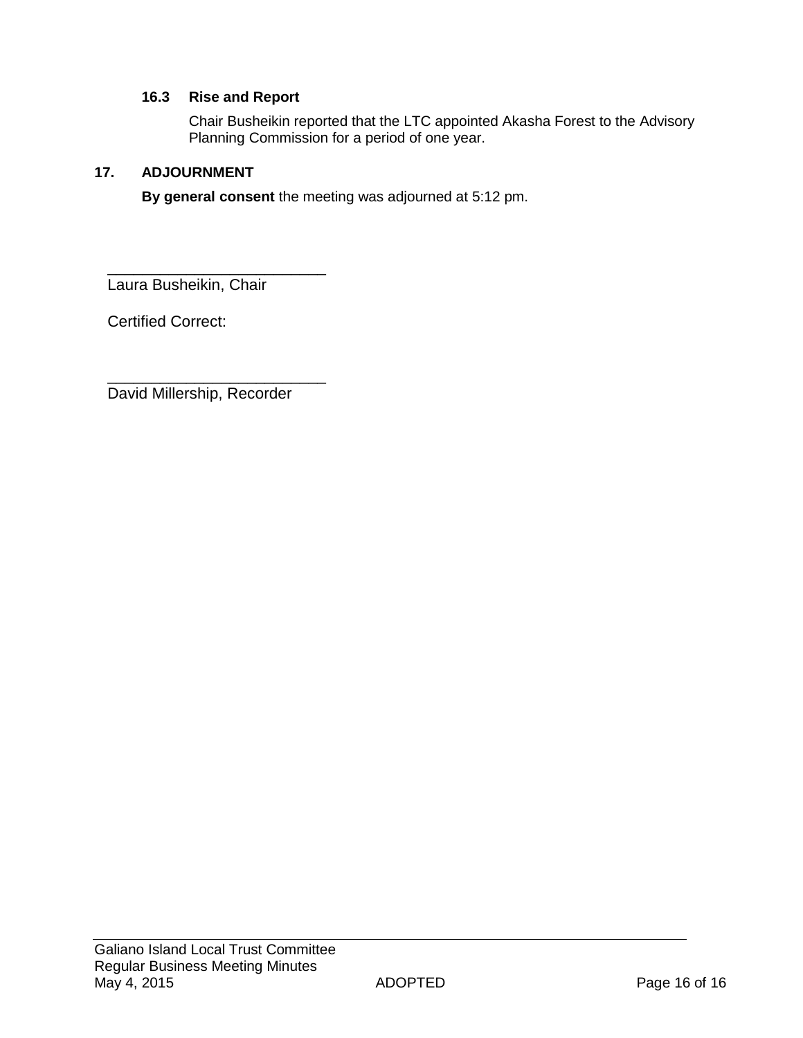### 16.3 Rise and Report

Chair Busheikin reported that the LTC appointed Akasha Forest to the Advisory Planning Commission for a period of one year.

## 17. ADJOURNMENT

**By general consent** the meeting was adjourned at 5:12 pm.

_________________________
Laura Busheikin, Chair

Certified Correct:

_________________________
David Millership, Recorder